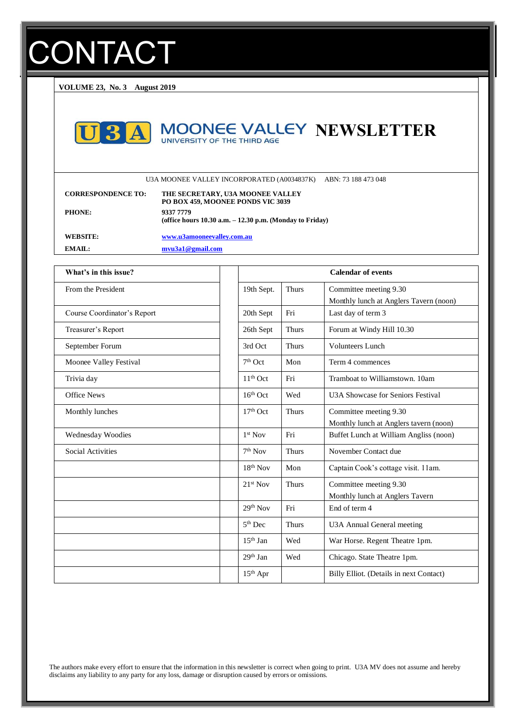# CONTACT

**VOLUME 23, No. 3 August 2019**

# MOONEE VALLEY NEWSLETTER

UNIVERSITY OF THE THIRD AGE

U3A MOONEE VALLEY INCORPORATED (A0034837K) ABN: 73 188 473 048

| | |
|---|---|
| **CORRESPONDENCE TO:** | **THE SECRETARY, U3A MOONEE VALLEY**<br>**PO BOX 459, MOONEE PONDS VIC 3039** |
| **PHONE:** | **9337 7779**<br>**(office hours 10.30 a.m. – 12.30 p.m. (Monday to Friday)** |
| **WEBSITE:** | **www.u3amooneevalley.com.au** |
| **EMAIL:** | **mvu3a1@gmail.com** |

| What's in this issue? |
|---|
| From the President |
| Course Coordinator's Report |
| Treasurer's Report |
| September Forum |
| Moonee Valley Festival |
| Trivia day |
| Office News |
| Monthly lunches |
| Wednesday Woodies |
| Social Activities |

| Calendar of events | | |
|---|---|---|
| 19th Sept. | Thurs | Committee meeting 9.30<br>Monthly lunch at Anglers Tavern (noon) |
| 20th Sept | Fri | Last day of term 3 |
| 26th Sept | Thurs | Forum at Windy Hill 10.30 |
| 3rd Oct | Thurs | Volunteers Lunch |
| 7th Oct | Mon | Term 4 commences |
| 11th Oct | Fri | Tramboat to Williamstown. 10am |
| 16th Oct | Wed | U3A Showcase for Seniors Festival |
| 17th Oct | Thurs | Committee meeting 9.30<br>Monthly lunch at Anglers tavern (noon) |
| 1st Nov | Fri | Buffet Lunch at William Angliss (noon) |
| 7th Nov | Thurs | November Contact due |
| 18th Nov | Mon | Captain Cook's cottage visit. 11am. |
| 21st Nov | Thurs | Committee meeting 9.30<br>Monthly lunch at Anglers Tavern |
| 29th Nov | Fri | End of term 4 |
| 5th Dec | Thurs | U3A Annual General meeting |
| 15th Jan | Wed | War Horse. Regent Theatre 1pm. |
| 29th Jan | Wed | Chicago. State Theatre 1pm. |
| 15th Apr | | Billy Elliot. (Details in next Contact) |

The authors make every effort to ensure that the information in this newsletter is correct when going to print. U3A MV does not assume and hereby disclaims any liability to any party for any loss, damage or disruption caused by errors or omissions.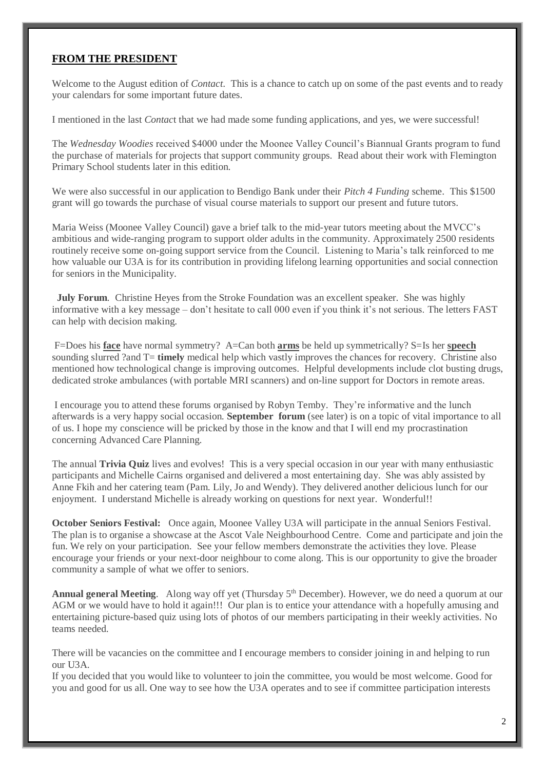## **FROM THE PRESIDENT**

Welcome to the August edition of *Contact*. This is a chance to catch up on some of the past events and to ready your calendars for some important future dates.

I mentioned in the last *Contac*t that we had made some funding applications, and yes, we were successful!

The *Wednesday Woodies* received $4000 under the Moonee Valley Council's Biannual Grants program to fund the purchase of materials for projects that support community groups. Read about their work with Flemington Primary School students later in this edition.

We were also successful in our application to Bendigo Bank under their *Pitch 4 Funding* scheme. This $1500 grant will go towards the purchase of visual course materials to support our present and future tutors.

Maria Weiss (Moonee Valley Council) gave a brief talk to the mid-year tutors meeting about the MVCC's ambitious and wide-ranging program to support older adults in the community. Approximately 2500 residents routinely receive some on-going support service from the Council. Listening to Maria's talk reinforced to me how valuable our U3A is for its contribution in providing lifelong learning opportunities and social connection for seniors in the Municipality.

**July Forum**. Christine Heyes from the Stroke Foundation was an excellent speaker. She was highly informative with a key message – don't hesitate to call 000 even if you think it's not serious. The letters FAST can help with decision making.

F=Does his **face** have normal symmetry? A=Can both **arms** be held up symmetrically? S=Is her **speech** sounding slurred ?and T= **timely** medical help which vastly improves the chances for recovery. Christine also mentioned how technological change is improving outcomes. Helpful developments include clot busting drugs, dedicated stroke ambulances (with portable MRI scanners) and on-line support for Doctors in remote areas.

I encourage you to attend these forums organised by Robyn Temby. They're informative and the lunch afterwards is a very happy social occasion. **September forum** (see later) is on a topic of vital importance to all of us. I hope my conscience will be pricked by those in the know and that I will end my procrastination concerning Advanced Care Planning.

The annual **Trivia Quiz** lives and evolves! This is a very special occasion in our year with many enthusiastic participants and Michelle Cairns organised and delivered a most entertaining day. She was ably assisted by Anne Fkih and her catering team (Pam. Lily, Jo and Wendy). They delivered another delicious lunch for our enjoyment. I understand Michelle is already working on questions for next year. Wonderful!!

**October Seniors Festival:** Once again, Moonee Valley U3A will participate in the annual Seniors Festival. The plan is to organise a showcase at the Ascot Vale Neighbourhood Centre. Come and participate and join the fun. We rely on your participation. See your fellow members demonstrate the activities they love. Please encourage your friends or your next-door neighbour to come along. This is our opportunity to give the broader community a sample of what we offer to seniors.

**Annual general Meeting**. Along way off yet (Thursday 5th December). However, we do need a quorum at our AGM or we would have to hold it again!!! Our plan is to entice your attendance with a hopefully amusing and entertaining picture-based quiz using lots of photos of our members participating in their weekly activities. No teams needed.

There will be vacancies on the committee and I encourage members to consider joining in and helping to run our U3A.

If you decided that you would like to volunteer to join the committee, you would be most welcome. Good for you and good for us all. One way to see how the U3A operates and to see if committee participation interests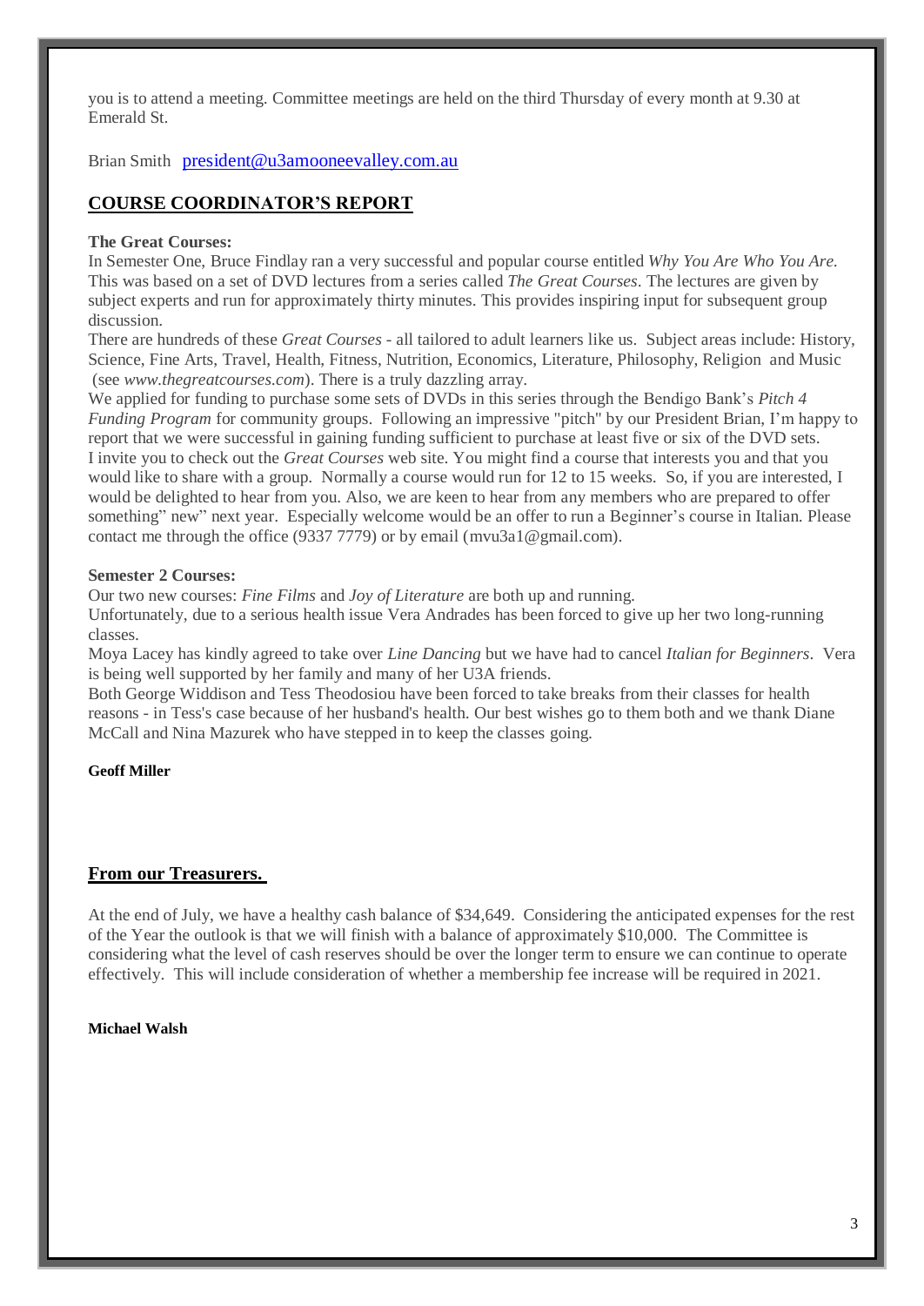you is to attend a meeting. Committee meetings are held on the third Thursday of every month at 9.30 at Emerald St.

Brian Smith [president@u3amooneevalley.com.au](mailto:president@u3amooneevalley.com.au)

## COURSE COORDINATOR'S REPORT

**The Great Courses:**

In Semester One, Bruce Findlay ran a very successful and popular course entitled *Why You Are Who You Are.* This was based on a set of DVD lectures from a series called *The Great Courses*. The lectures are given by subject experts and run for approximately thirty minutes. This provides inspiring input for subsequent group discussion.

There are hundreds of these *Great Courses* - all tailored to adult learners like us. Subject areas include: History, Science, Fine Arts, Travel, Health, Fitness, Nutrition, Economics, Literature, Philosophy, Religion and Music (see *www.thegreatcourses.com*). There is a truly dazzling array.

We applied for funding to purchase some sets of DVDs in this series through the Bendigo Bank's *Pitch 4 Funding Program* for community groups. Following an impressive "pitch" by our President Brian, I'm happy to report that we were successful in gaining funding sufficient to purchase at least five or six of the DVD sets.

I invite you to check out the *Great Courses* web site. You might find a course that interests you and that you would like to share with a group. Normally a course would run for 12 to 15 weeks. So, if you are interested, I would be delighted to hear from you. Also, we are keen to hear from any members who are prepared to offer something" new" next year. Especially welcome would be an offer to run a Beginner's course in Italian. Please contact me through the office (9337 7779) or by email (mvu3a1@gmail.com).

**Semester 2 Courses:**

Our two new courses: *Fine Films* and *Joy of Literature* are both up and running.

Unfortunately, due to a serious health issue Vera Andrades has been forced to give up her two long-running classes.

Moya Lacey has kindly agreed to take over *Line Dancing* but we have had to cancel *Italian for Beginners*. Vera is being well supported by her family and many of her U3A friends.

Both George Widdison and Tess Theodosiou have been forced to take breaks from their classes for health reasons - in Tess's case because of her husband's health. Our best wishes go to them both and we thank Diane McCall and Nina Mazurek who have stepped in to keep the classes going.

**Geoff Miller**

## From our Treasurers.

At the end of July, we have a healthy cash balance of $34,649. Considering the anticipated expenses for the rest of the Year the outlook is that we will finish with a balance of approximately $10,000. The Committee is considering what the level of cash reserves should be over the longer term to ensure we can continue to operate effectively. This will include consideration of whether a membership fee increase will be required in 2021.

**Michael Walsh**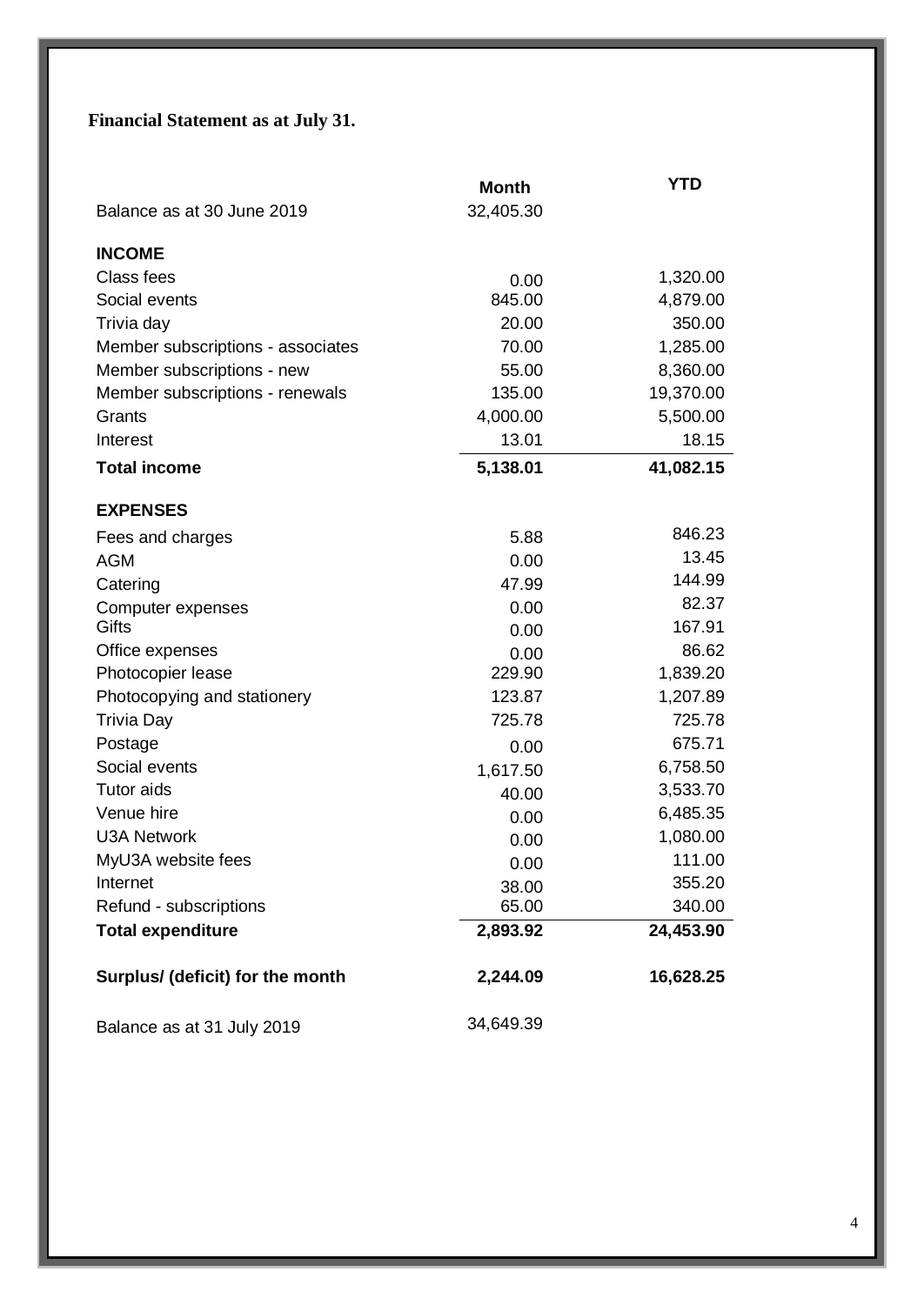**Financial Statement as at July 31.**

| | Month | YTD |
|---|---|---|
| Balance as at 30 June 2019 | 32,405.30 | |
| **INCOME** | | |
| Class fees | 0.00 | 1,320.00 |
| Social events | 845.00 | 4,879.00 |
| Trivia day | 20.00 | 350.00 |
| Member subscriptions - associates | 70.00 | 1,285.00 |
| Member subscriptions - new | 55.00 | 8,360.00 |
| Member subscriptions - renewals | 135.00 | 19,370.00 |
| Grants | 4,000.00 | 5,500.00 |
| Interest | 13.01 | 18.15 |
| **Total income** | **5,138.01** | **41,082.15** |
| **EXPENSES** | | |
| Fees and charges | 5.88 | 846.23 |
| AGM | 0.00 | 13.45 |
| Catering | 47.99 | 144.99 |
| Computer expenses | 0.00 | 82.37 |
| Gifts | 0.00 | 167.91 |
| Office expenses | 0.00 | 86.62 |
| Photocopier lease | 229.90 | 1,839.20 |
| Photocopying and stationery | 123.87 | 1,207.89 |
| Trivia Day | 725.78 | 725.78 |
| Postage | 0.00 | 675.71 |
| Social events | 1,617.50 | 6,758.50 |
| Tutor aids | 40.00 | 3,533.70 |
| Venue hire | 0.00 | 6,485.35 |
| U3A Network | 0.00 | 1,080.00 |
| MyU3A website fees | 0.00 | 111.00 |
| Internet | 38.00 | 355.20 |
| Refund - subscriptions | 65.00 | 340.00 |
| **Total expenditure** | **2,893.92** | **24,453.90** |
| **Surplus/ (deficit) for the month** | **2,244.09** | **16,628.25** |
| Balance as at 31 July 2019 | 34,649.39 | |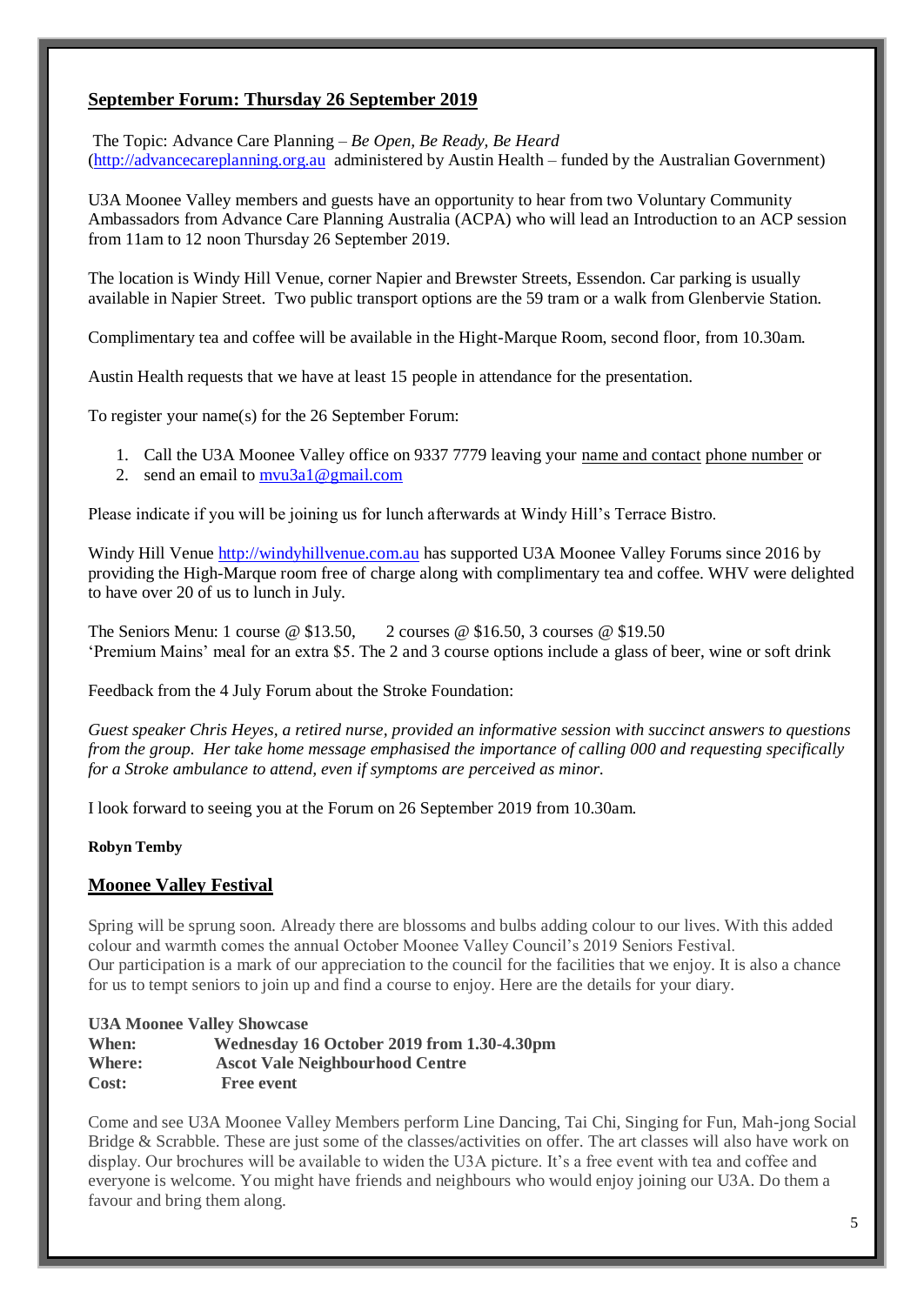## September Forum: Thursday 26 September 2019

The Topic: Advance Care Planning – *Be Open, Be Ready, Be Heard* (http://advancecareplanning.org.au administered by Austin Health – funded by the Australian Government)

U3A Moonee Valley members and guests have an opportunity to hear from two Voluntary Community Ambassadors from Advance Care Planning Australia (ACPA) who will lead an Introduction to an ACP session from 11am to 12 noon Thursday 26 September 2019.

The location is Windy Hill Venue, corner Napier and Brewster Streets, Essendon. Car parking is usually available in Napier Street. Two public transport options are the 59 tram or a walk from Glenbervie Station.

Complimentary tea and coffee will be available in the Hight-Marque Room, second floor, from 10.30am.

Austin Health requests that we have at least 15 people in attendance for the presentation.

To register your name(s) for the 26 September Forum:

1. Call the U3A Moonee Valley office on 9337 7779 leaving your name and contact phone number or
2. send an email to mvu3a1@gmail.com

Please indicate if you will be joining us for lunch afterwards at Windy Hill's Terrace Bistro.

Windy Hill Venue http://windyhillvenue.com.au has supported U3A Moonee Valley Forums since 2016 by providing the High-Marque room free of charge along with complimentary tea and coffee. WHV were delighted to have over 20 of us to lunch in July.

The Seniors Menu: 1 course @ $13.50, 2 courses @ $16.50, 3 courses @ $19.50
'Premium Mains' meal for an extra $5. The 2 and 3 course options include a glass of beer, wine or soft drink

Feedback from the 4 July Forum about the Stroke Foundation:

*Guest speaker Chris Heyes, a retired nurse, provided an informative session with succinct answers to questions from the group. Her take home message emphasised the importance of calling 000 and requesting specifically for a Stroke ambulance to attend, even if symptoms are perceived as minor.*

I look forward to seeing you at the Forum on 26 September 2019 from 10.30am.

**Robyn Temby**

## Moonee Valley Festival

Spring will be sprung soon. Already there are blossoms and bulbs adding colour to our lives. With this added colour and warmth comes the annual October Moonee Valley Council's 2019 Seniors Festival.
Our participation is a mark of our appreciation to the council for the facilities that we enjoy. It is also a chance for us to tempt seniors to join up and find a course to enjoy. Here are the details for your diary.

**U3A Moonee Valley Showcase**
**When:** **Wednesday 16 October 2019 from 1.30-4.30pm**
**Where:** **Ascot Vale Neighbourhood Centre**
**Cost:** **Free event**

Come and see U3A Moonee Valley Members perform Line Dancing, Tai Chi, Singing for Fun, Mah-jong Social Bridge & Scrabble. These are just some of the classes/activities on offer. The art classes will also have work on display. Our brochures will be available to widen the U3A picture. It's a free event with tea and coffee and everyone is welcome. You might have friends and neighbours who would enjoy joining our U3A. Do them a favour and bring them along.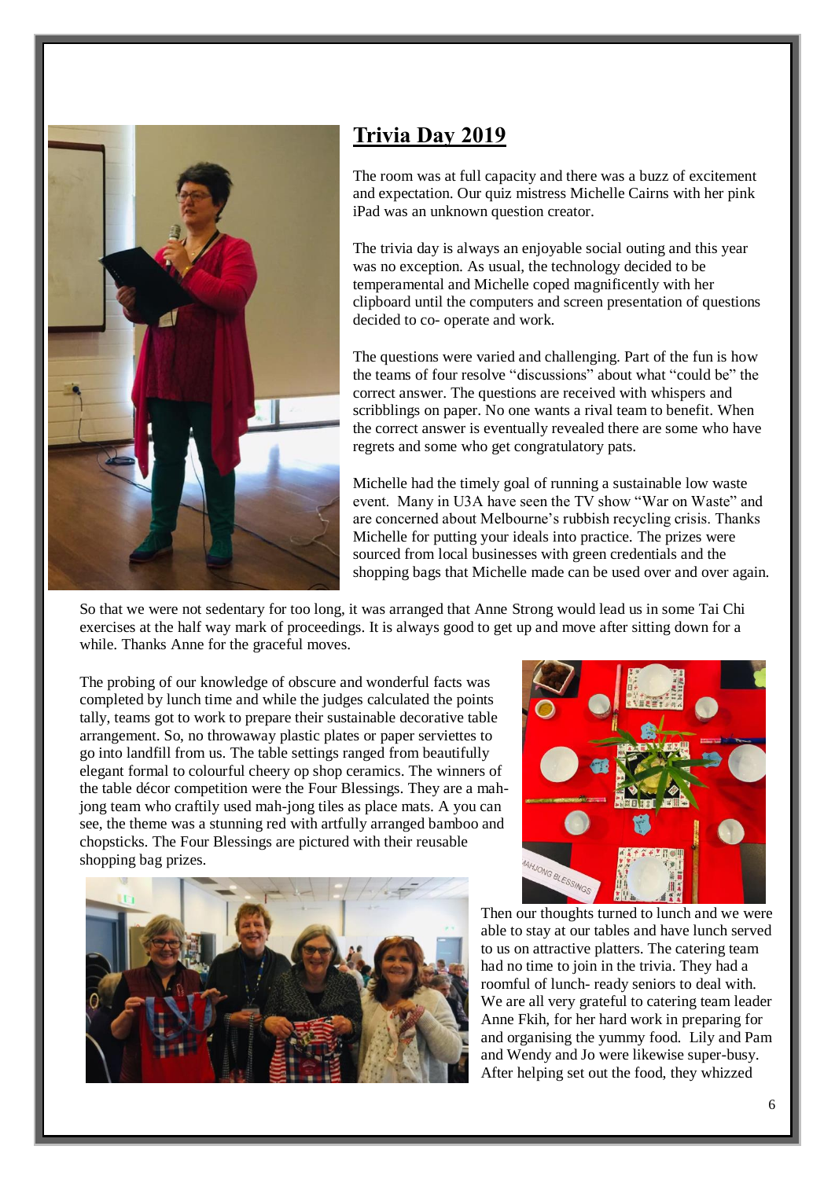## Trivia Day 2019

The room was at full capacity and there was a buzz of excitement and expectation. Our quiz mistress Michelle Cairns with her pink iPad was an unknown question creator.

The trivia day is always an enjoyable social outing and this year was no exception. As usual, the technology decided to be temperamental and Michelle coped magnificently with her clipboard until the computers and screen presentation of questions decided to co- operate and work.

The questions were varied and challenging. Part of the fun is how the teams of four resolve "discussions" about what "could be" the correct answer. The questions are received with whispers and scribblings on paper. No one wants a rival team to benefit. When the correct answer is eventually revealed there are some who have regrets and some who get congratulatory pats.

Michelle had the timely goal of running a sustainable low waste event. Many in U3A have seen the TV show "War on Waste" and are concerned about Melbourne's rubbish recycling crisis. Thanks Michelle for putting your ideals into practice. The prizes were sourced from local businesses with green credentials and the shopping bags that Michelle made can be used over and over again.

So that we were not sedentary for too long, it was arranged that Anne Strong would lead us in some Tai Chi exercises at the half way mark of proceedings. It is always good to get up and move after sitting down for a while. Thanks Anne for the graceful moves.

The probing of our knowledge of obscure and wonderful facts was completed by lunch time and while the judges calculated the points tally, teams got to work to prepare their sustainable decorative table arrangement. So, no throwaway plastic plates or paper serviettes to go into landfill from us. The table settings ranged from beautifully elegant formal to colourful cheery op shop ceramics. The winners of the table décor competition were the Four Blessings. They are a mah-jong team who craftily used mah-jong tiles as place mats. A you can see, the theme was a stunning red with artfully arranged bamboo and chopsticks. The Four Blessings are pictured with their reusable shopping bag prizes.

Then our thoughts turned to lunch and we were able to stay at our tables and have lunch served to us on attractive platters. The catering team had no time to join in the trivia. They had a roomful of lunch- ready seniors to deal with. We are all very grateful to catering team leader Anne Fkih, for her hard work in preparing for and organising the yummy food. Lily and Pam and Wendy and Jo were likewise super-busy. After helping set out the food, they whizzed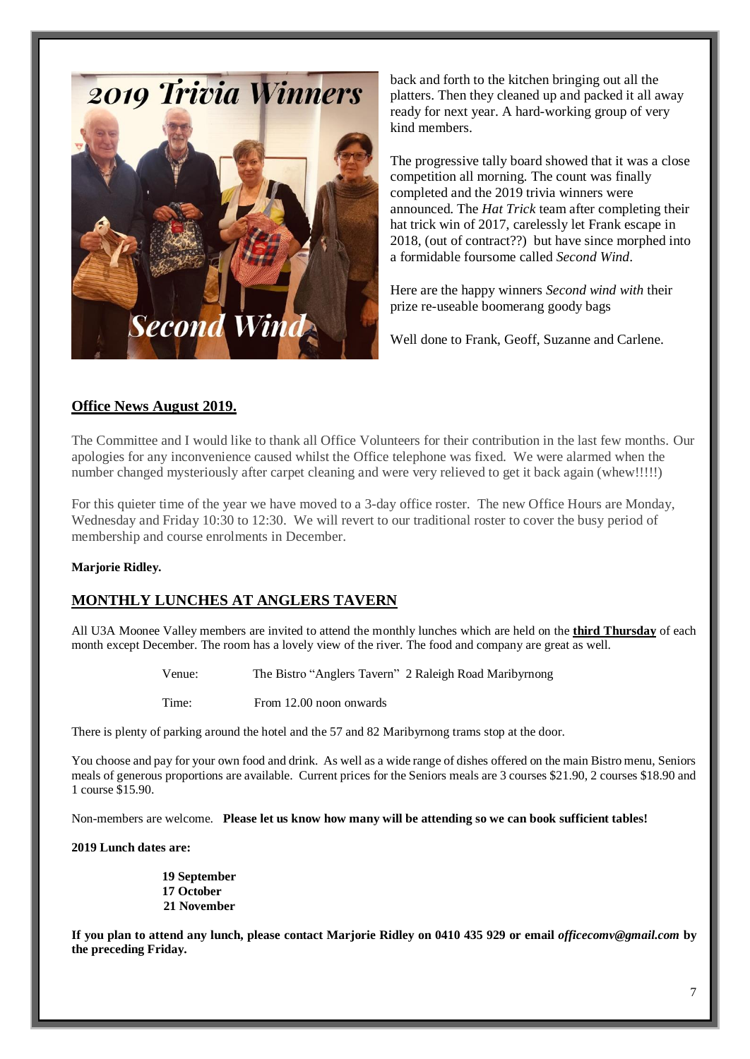back and forth to the kitchen bringing out all the platters. Then they cleaned up and packed it all away ready for next year. A hard-working group of very kind members.

The progressive tally board showed that it was a close competition all morning. The count was finally completed and the 2019 trivia winners were announced. The *Hat Trick* team after completing their hat trick win of 2017, carelessly let Frank escape in 2018, (out of contract??) but have since morphed into a formidable foursome called *Second Wind*.

Here are the happy winners *Second wind with* their prize re-useable boomerang goody bags

Well done to Frank, Geoff, Suzanne and Carlene.

## Office News August 2019.

The Committee and I would like to thank all Office Volunteers for their contribution in the last few months. Our apologies for any inconvenience caused whilst the Office telephone was fixed. We were alarmed when the number changed mysteriously after carpet cleaning and were very relieved to get it back again (whew!!!!!)

For this quieter time of the year we have moved to a 3-day office roster. The new Office Hours are Monday, Wednesday and Friday 10:30 to 12:30. We will revert to our traditional roster to cover the busy period of membership and course enrolments in December.

**Marjorie Ridley.**

## MONTHLY LUNCHES AT ANGLERS TAVERN

All U3A Moonee Valley members are invited to attend the monthly lunches which are held on the **third Thursday** of each month except December. The room has a lovely view of the river. The food and company are great as well.

Venue: The Bistro "Anglers Tavern" 2 Raleigh Road Maribyrnong

Time: From 12.00 noon onwards

There is plenty of parking around the hotel and the 57 and 82 Maribyrnong trams stop at the door.

You choose and pay for your own food and drink. As well as a wide range of dishes offered on the main Bistro menu, Seniors meals of generous proportions are available. Current prices for the Seniors meals are 3 courses $21.90, 2 courses $18.90 and 1 course $15.90.

Non-members are welcome. **Please let us know how many will be attending so we can book sufficient tables!**

**2019 Lunch dates are:**

**19 September**
**17 October**
**21 November**

**If you plan to attend any lunch, please contact Marjorie Ridley on 0410 435 929 or email *officecomv@gmail.com* by the preceding Friday.**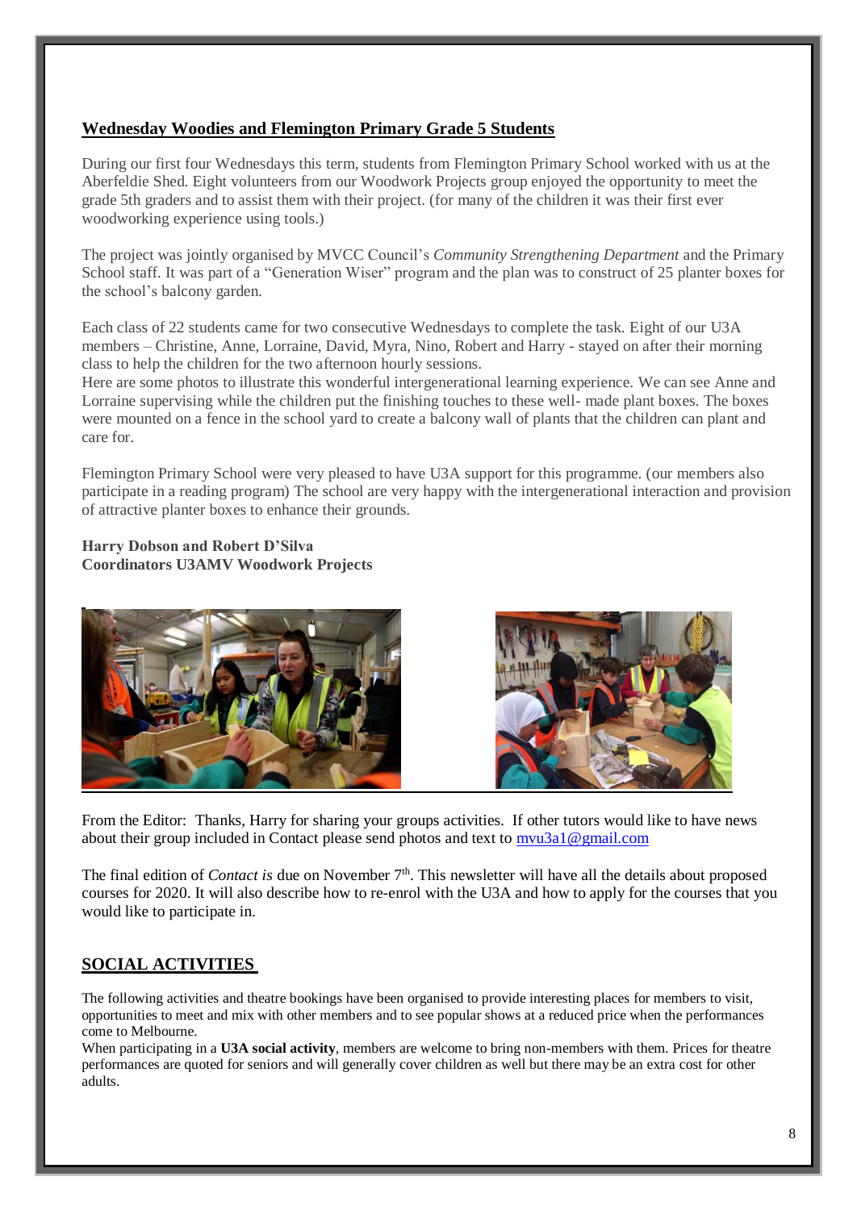## Wednesday Woodies and Flemington Primary Grade 5 Students

During our first four Wednesdays this term, students from Flemington Primary School worked with us at the Aberfeldie Shed. Eight volunteers from our Woodwork Projects group enjoyed the opportunity to meet the grade 5th graders and to assist them with their project. (for many of the children it was their first ever woodworking experience using tools.)

The project was jointly organised by MVCC Council's *Community Strengthening Department* and the Primary School staff. It was part of a "Generation Wiser" program and the plan was to construct of 25 planter boxes for the school's balcony garden.

Each class of 22 students came for two consecutive Wednesdays to complete the task. Eight of our U3A members – Christine, Anne, Lorraine, David, Myra, Nino, Robert and Harry - stayed on after their morning class to help the children for the two afternoon hourly sessions.
Here are some photos to illustrate this wonderful intergenerational learning experience. We can see Anne and Lorraine supervising while the children put the finishing touches to these well- made plant boxes. The boxes were mounted on a fence in the school yard to create a balcony wall of plants that the children can plant and care for.

Flemington Primary School were very pleased to have U3A support for this programme. (our members also participate in a reading program) The school are very happy with the intergenerational interaction and provision of attractive planter boxes to enhance their grounds.

**Harry Dobson and Robert D'Silva**
**Coordinators U3AMV Woodwork Projects**

From the Editor: Thanks, Harry for sharing your groups activities. If other tutors would like to have news about their group included in Contact please send photos and text to mvu3a1@gmail.com

The final edition of *Contact is* due on November 7th. This newsletter will have all the details about proposed courses for 2020. It will also describe how to re-enrol with the U3A and how to apply for the courses that you would like to participate in.

## SOCIAL ACTIVITIES

The following activities and theatre bookings have been organised to provide interesting places for members to visit, opportunities to meet and mix with other members and to see popular shows at a reduced price when the performances come to Melbourne.
When participating in a **U3A social activity**, members are welcome to bring non-members with them. Prices for theatre performances are quoted for seniors and will generally cover children as well but there may be an extra cost for other adults.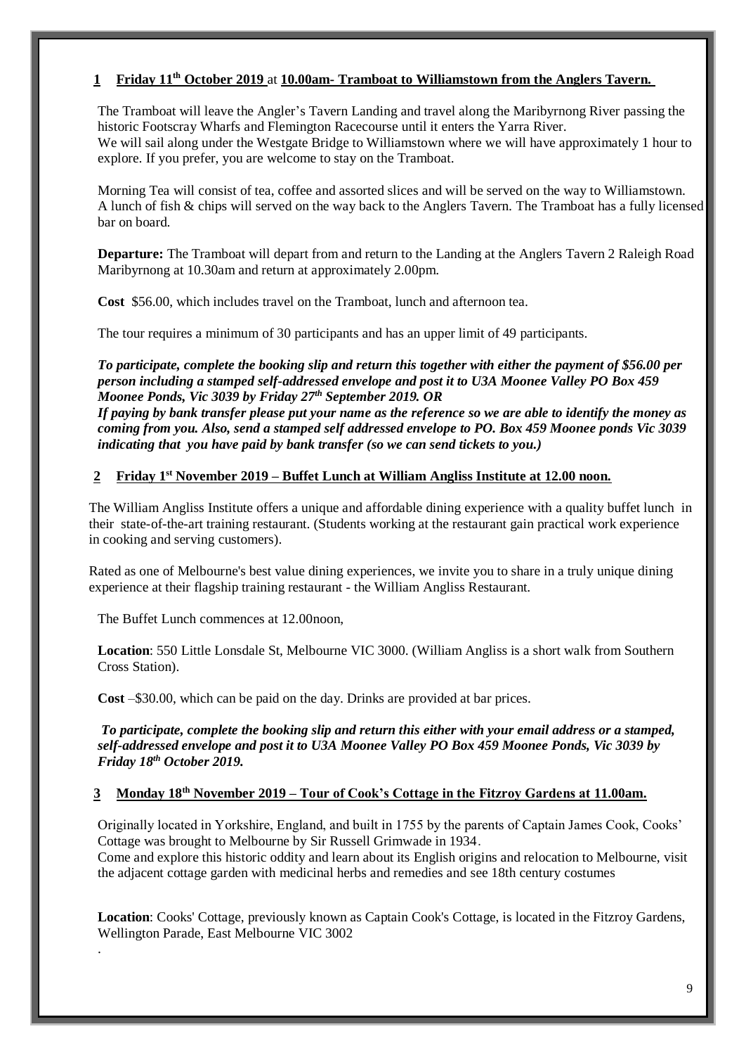## **1 Friday 11th October 2019** at **10.00am- Tramboat to Williamstown from the Anglers Tavern.**

The Tramboat will leave the Angler's Tavern Landing and travel along the Maribyrnong River passing the historic Footscray Wharfs and Flemington Racecourse until it enters the Yarra River.
We will sail along under the Westgate Bridge to Williamstown where we will have approximately 1 hour to explore. If you prefer, you are welcome to stay on the Tramboat.

Morning Tea will consist of tea, coffee and assorted slices and will be served on the way to Williamstown.
A lunch of fish & chips will served on the way back to the Anglers Tavern. The Tramboat has a fully licensed bar on board.

**Departure:** The Tramboat will depart from and return to the Landing at the Anglers Tavern 2 Raleigh Road Maribyrnong at 10.30am and return at approximately 2.00pm.

**Cost** $56.00, which includes travel on the Tramboat, lunch and afternoon tea.

The tour requires a minimum of 30 participants and has an upper limit of 49 participants.

***To participate, complete the booking slip and return this together with either the payment of $56.00 per person including a stamped self-addressed envelope and post it to U3A Moonee Valley PO Box 459 Moonee Ponds, Vic 3039 by Friday 27th September 2019. OR***
***If paying by bank transfer please put your name as the reference so we are able to identify the money as coming from you. Also, send a stamped self addressed envelope to PO. Box 459 Moonee ponds Vic 3039 indicating that you have paid by bank transfer (so we can send tickets to you.)***

## **2 Friday 1st November 2019 – Buffet Lunch at William Angliss Institute at 12.00 noon.**

The William Angliss Institute offers a unique and affordable dining experience with a quality buffet lunch in their state-of-the-art training restaurant. (Students working at the restaurant gain practical work experience in cooking and serving customers).

Rated as one of Melbourne's best value dining experiences, we invite you to share in a truly unique dining experience at their flagship training restaurant - the William Angliss Restaurant.

The Buffet Lunch commences at 12.00noon,

**Location**: 550 Little Lonsdale St, Melbourne VIC 3000. (William Angliss is a short walk from Southern Cross Station).

**Cost** –$30.00, which can be paid on the day. Drinks are provided at bar prices.

***To participate, complete the booking slip and return this either with your email address or a stamped, self-addressed envelope and post it to U3A Moonee Valley PO Box 459 Moonee Ponds, Vic 3039 by Friday 18th October 2019.***

## **3 Monday 18th November 2019 – Tour of Cook's Cottage in the Fitzroy Gardens at 11.00am.**

Originally located in Yorkshire, England, and built in 1755 by the parents of Captain James Cook, Cooks' Cottage was brought to Melbourne by Sir Russell Grimwade in 1934.
Come and explore this historic oddity and learn about its English origins and relocation to Melbourne, visit the adjacent cottage garden with medicinal herbs and remedies and see 18th century costumes

**Location**: Cooks' Cottage, previously known as Captain Cook's Cottage, is located in the Fitzroy Gardens, Wellington Parade, East Melbourne VIC 3002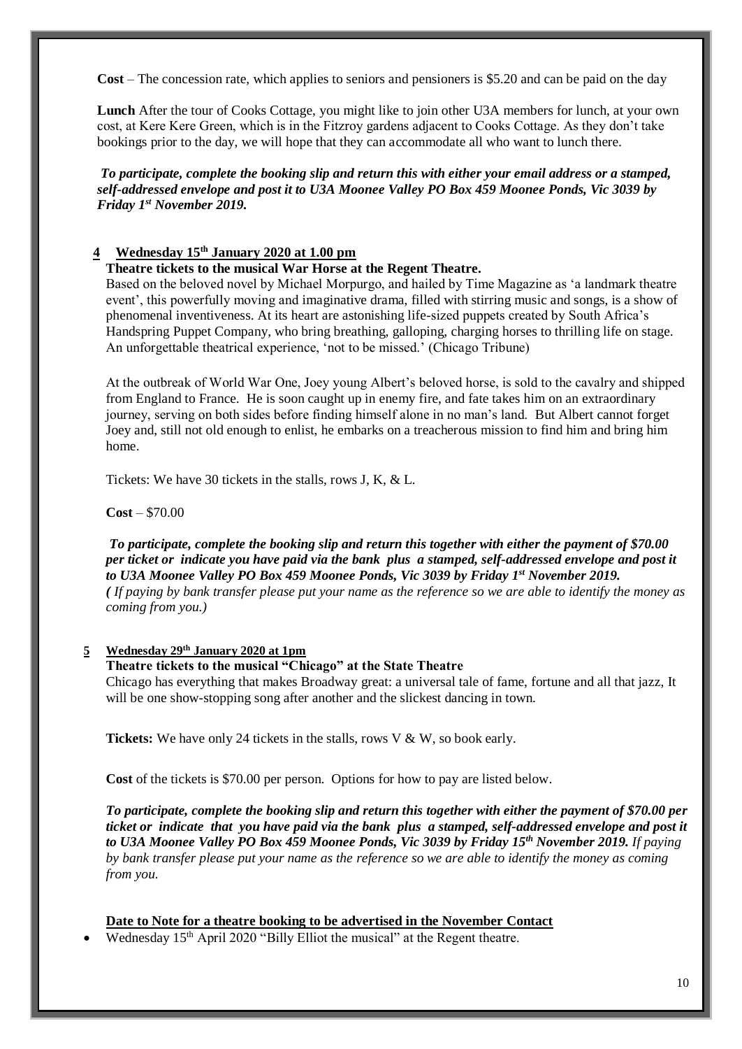**Cost** – The concession rate, which applies to seniors and pensioners is $5.20 and can be paid on the day

**Lunch** After the tour of Cooks Cottage, you might like to join other U3A members for lunch, at your own cost, at Kere Kere Green, which is in the Fitzroy gardens adjacent to Cooks Cottage. As they don't take bookings prior to the day, we will hope that they can accommodate all who want to lunch there.

***To participate, complete the booking slip and return this with either your email address or a stamped, self-addressed envelope and post it to U3A Moonee Valley PO Box 459 Moonee Ponds, Vic 3039 by Friday 1st November 2019.***

### 4 Wednesday 15th January 2020 at 1.00 pm

**Theatre tickets to the musical War Horse at the Regent Theatre.**

Based on the beloved novel by Michael Morpurgo, and hailed by Time Magazine as 'a landmark theatre event', this powerfully moving and imaginative drama, filled with stirring music and songs, is a show of phenomenal inventiveness. At its heart are astonishing life-sized puppets created by South Africa's Handspring Puppet Company, who bring breathing, galloping, charging horses to thrilling life on stage. An unforgettable theatrical experience, 'not to be missed.' (Chicago Tribune)

At the outbreak of World War One, Joey young Albert's beloved horse, is sold to the cavalry and shipped from England to France. He is soon caught up in enemy fire, and fate takes him on an extraordinary journey, serving on both sides before finding himself alone in no man's land. But Albert cannot forget Joey and, still not old enough to enlist, he embarks on a treacherous mission to find him and bring him home.

Tickets: We have 30 tickets in the stalls, rows J, K, & L.

**Cost** – $70.00

***To participate, complete the booking slip and return this together with either the payment of $70.00 per ticket or indicate you have paid via the bank plus a stamped, self-addressed envelope and post it to U3A Moonee Valley PO Box 459 Moonee Ponds, Vic 3039 by Friday 1st November 2019.***
*( If paying by bank transfer please put your name as the reference so we are able to identify the money as coming from you.)*

### 5 Wednesday 29th January 2020 at 1pm

**Theatre tickets to the musical "Chicago" at the State Theatre**

Chicago has everything that makes Broadway great: a universal tale of fame, fortune and all that jazz, It will be one show-stopping song after another and the slickest dancing in town.

**Tickets:** We have only 24 tickets in the stalls, rows V & W, so book early.

**Cost** of the tickets is $70.00 per person. Options for how to pay are listed below.

***To participate, complete the booking slip and return this together with either the payment of $70.00 per ticket or indicate that you have paid via the bank plus a stamped, self-addressed envelope and post it to U3A Moonee Valley PO Box 459 Moonee Ponds, Vic 3039 by Friday 15th November 2019.*** *If paying by bank transfer please put your name as the reference so we are able to identify the money as coming from you.*

**Date to Note for a theatre booking to be advertised in the November Contact**

- Wednesday 15th April 2020 "Billy Elliot the musical" at the Regent theatre.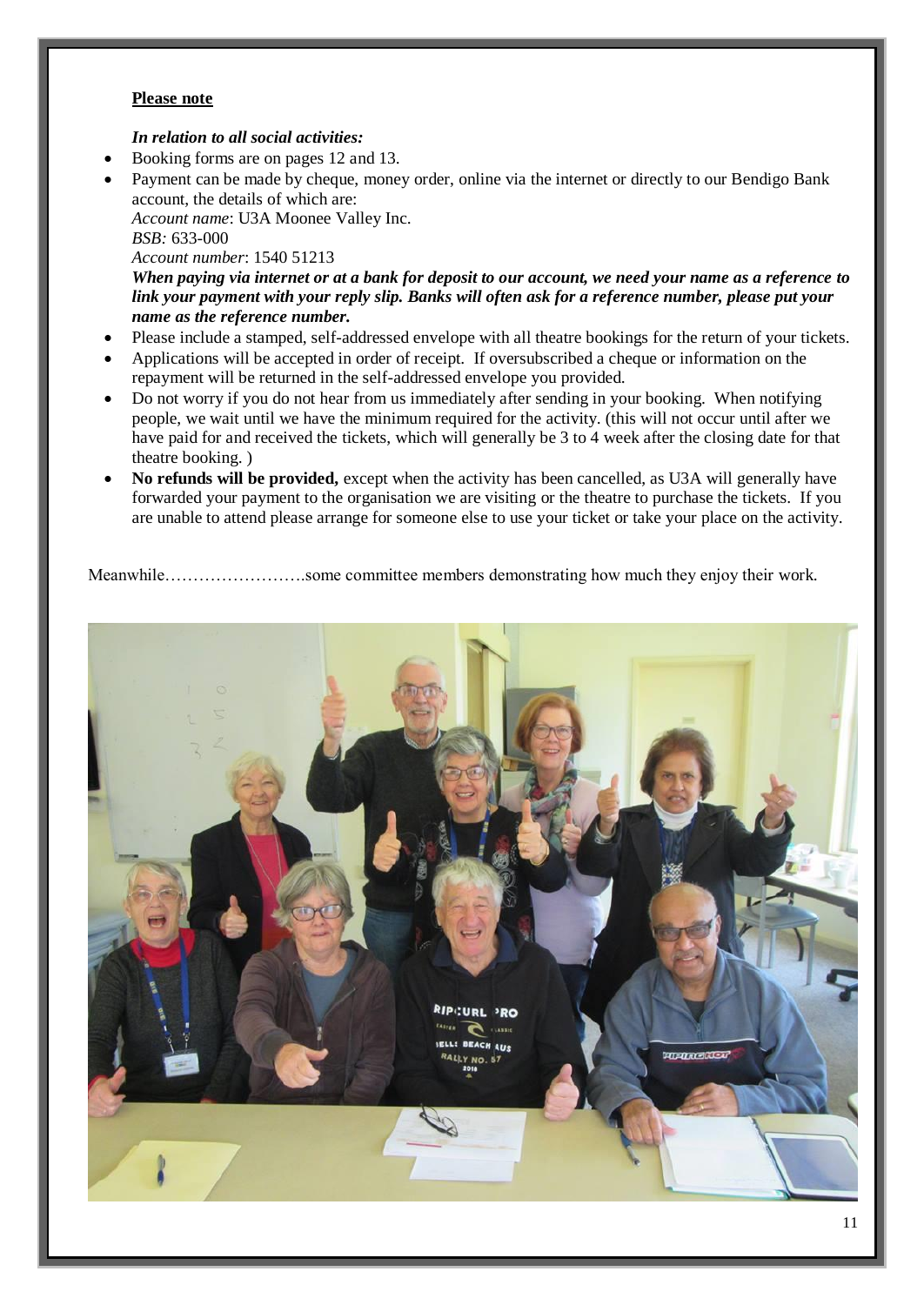**Please note**

***In relation to all social activities:***

- Booking forms are on pages 12 and 13.
- Payment can be made by cheque, money order, online via the internet or directly to our Bendigo Bank account, the details of which are:
  *Account name*: U3A Moonee Valley Inc.
  *BSB:* 633-000
  *Account number*: 1540 51213
  ***When paying via internet or at a bank for deposit to our account, we need your name as a reference to link your payment with your reply slip. Banks will often ask for a reference number, please put your name as the reference number.***
- Please include a stamped, self-addressed envelope with all theatre bookings for the return of your tickets.
- Applications will be accepted in order of receipt. If oversubscribed a cheque or information on the repayment will be returned in the self-addressed envelope you provided.
- Do not worry if you do not hear from us immediately after sending in your booking. When notifying people, we wait until we have the minimum required for the activity. (this will not occur until after we have paid for and received the tickets, which will generally be 3 to 4 week after the closing date for that theatre booking. )
- **No refunds will be provided,** except when the activity has been cancelled, as U3A will generally have forwarded your payment to the organisation we are visiting or the theatre to purchase the tickets. If you are unable to attend please arrange for someone else to use your ticket or take your place on the activity.

Meanwhile…………………….some committee members demonstrating how much they enjoy their work.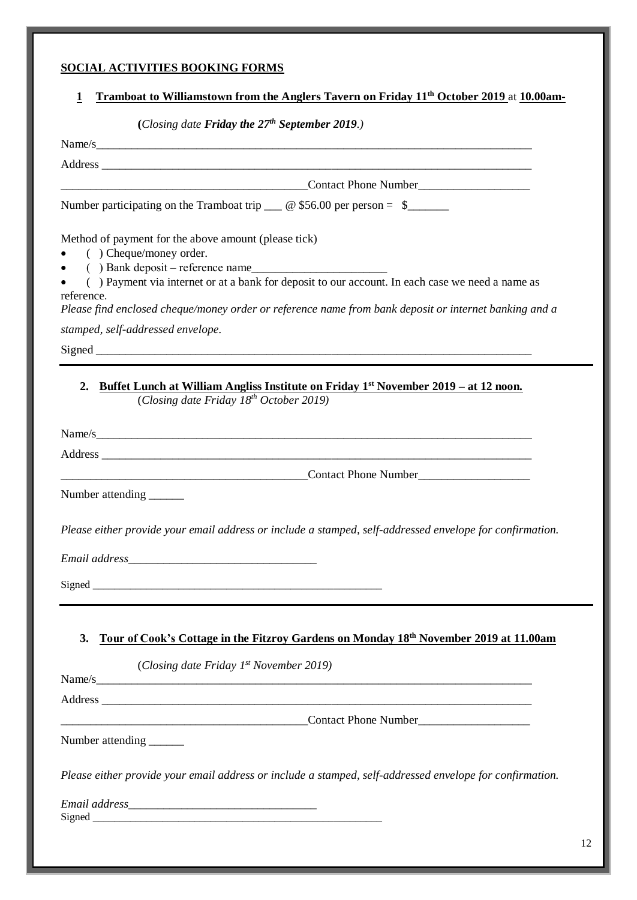## SOCIAL ACTIVITIES BOOKING FORMS

### 1 Tramboat to Williamstown from the Anglers Tavern on Friday 11th October 2019 at 10.00am-

(*Closing date **Friday the 27th September 2019**.*)

Name/s_______________________________________________________________________

Address ______________________________________________________________________

_________________________________________Contact Phone Number___________________

Number participating on the Tramboat trip ___ @ $56.00 per person = $_______

Method of payment for the above amount (please tick)

- ( ) Cheque/money order.
- ( ) Bank deposit – reference name_______________________
- ( ) Payment via internet or at a bank for deposit to our account. In each case we need a name as reference.

*Please find enclosed cheque/money order or reference name from bank deposit or internet banking and a stamped, self-addressed envelope.*

Signed _______________________________________________________________________

---

### 2. Buffet Lunch at William Angliss Institute on Friday 1st November 2019 – at 12 noon.

(*Closing date Friday 18th October 2019*)

Name/s_______________________________________________________________________

Address ______________________________________________________________________

_________________________________________Contact Phone Number___________________

Number attending ______

*Please either provide your email address or include a stamped, self-addressed envelope for confirmation.*

*Email address*________________________________

Signed ______________________________________________________

---

### 3. Tour of Cook's Cottage in the Fitzroy Gardens on Monday 18th November 2019 at 11.00am

(*Closing date Friday 1st November 2019*)

Name/s_______________________________________________________________________

Address ______________________________________________________________________

_________________________________________Contact Phone Number___________________

Number attending ______

*Please either provide your email address or include a stamped, self-addressed envelope for confirmation.*

*Email address*________________________________

Signed ______________________________________________________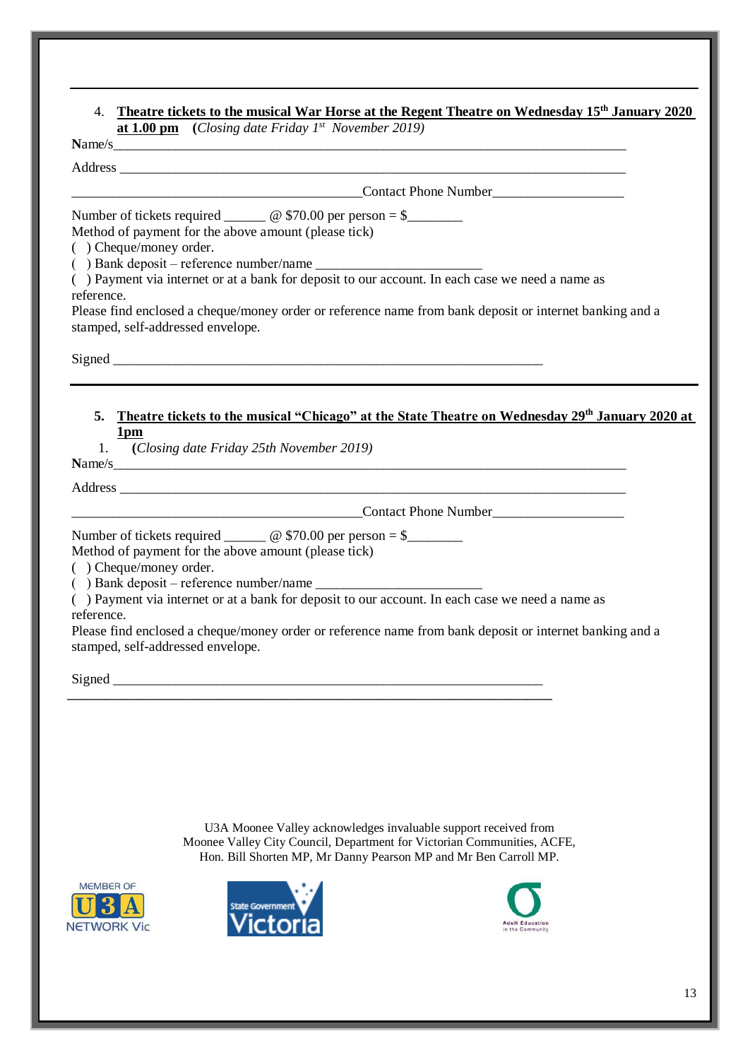4. **Theatre tickets to the musical War Horse at the Regent Theatre on Wednesday 15th January 2020 at 1.00 pm** (*Closing date Friday 1st November 2019)*

Name/s_____________________________________________________________________________

Address ____________________________________________________________________________

__________________________________________Contact Phone Number___________________

Number of tickets required ______ @ $70.00 per person = $________

Method of payment for the above amount (please tick)

( ) Cheque/money order.

( ) Bank deposit – reference number/name ________________________

( ) Payment via internet or at a bank for deposit to our account. In each case we need a name as reference.

Please find enclosed a cheque/money order or reference name from bank deposit or internet banking and a stamped, self-addressed envelope.

Signed ______________________________________________________________

---

5. **Theatre tickets to the musical "Chicago" at the State Theatre on Wednesday 29th January 2020 at 1pm**

1. **(***Closing date Friday 25th November 2019)*

Name/s_____________________________________________________________________________

Address ____________________________________________________________________________

__________________________________________Contact Phone Number___________________

Number of tickets required ______ @ $70.00 per person = $________

Method of payment for the above amount (please tick)

( ) Cheque/money order.

( ) Bank deposit – reference number/name ________________________

( ) Payment via internet or at a bank for deposit to our account. In each case we need a name as reference.

Please find enclosed a cheque/money order or reference name from bank deposit or internet banking and a stamped, self-addressed envelope.

Signed ______________________________________________________________

U3A Moonee Valley acknowledges invaluable support received from Moonee Valley City Council, Department for Victorian Communities, ACFE, Hon. Bill Shorten MP, Mr Danny Pearson MP and Mr Ben Carroll MP.

MEMBER OF U3A NETWORK Vic

State Government Victoria

Adult Education in the Community